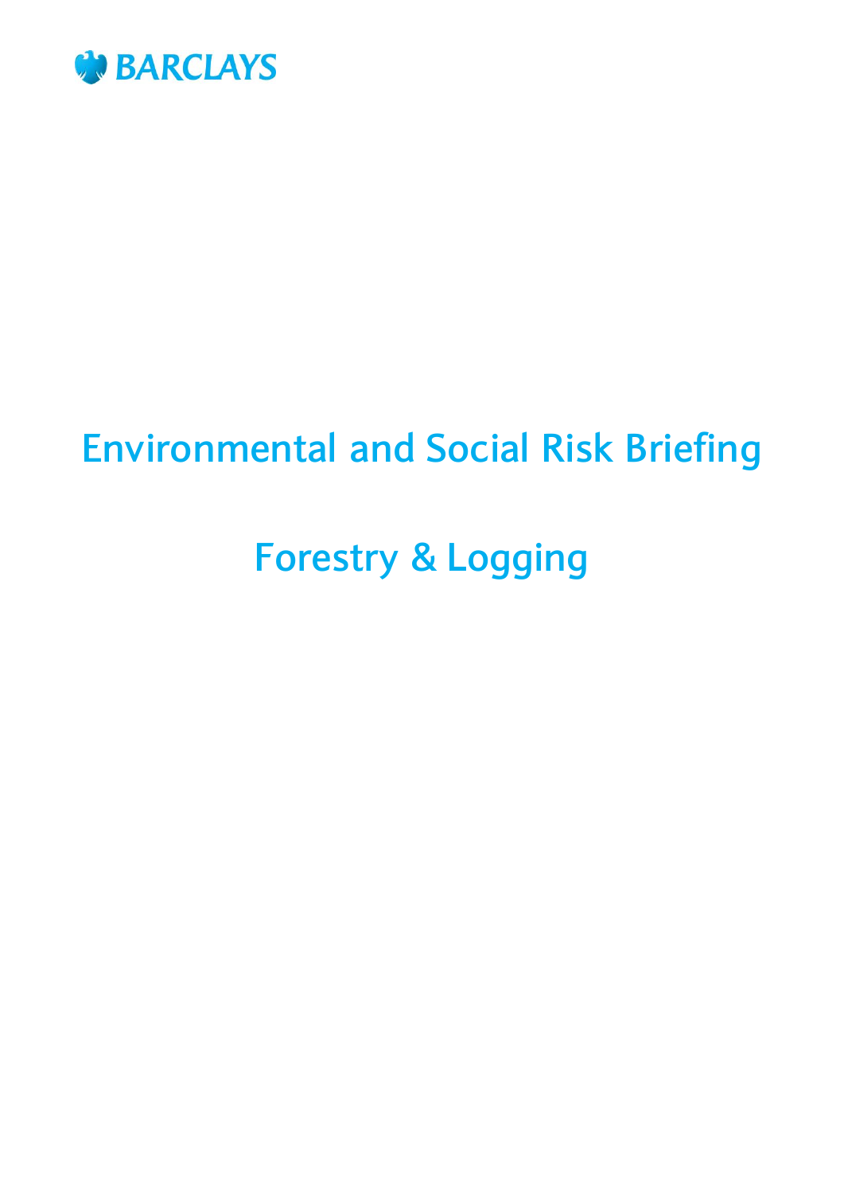BARCLAYS

# Environmental and Social Risk Briefing

## Forestry & Logging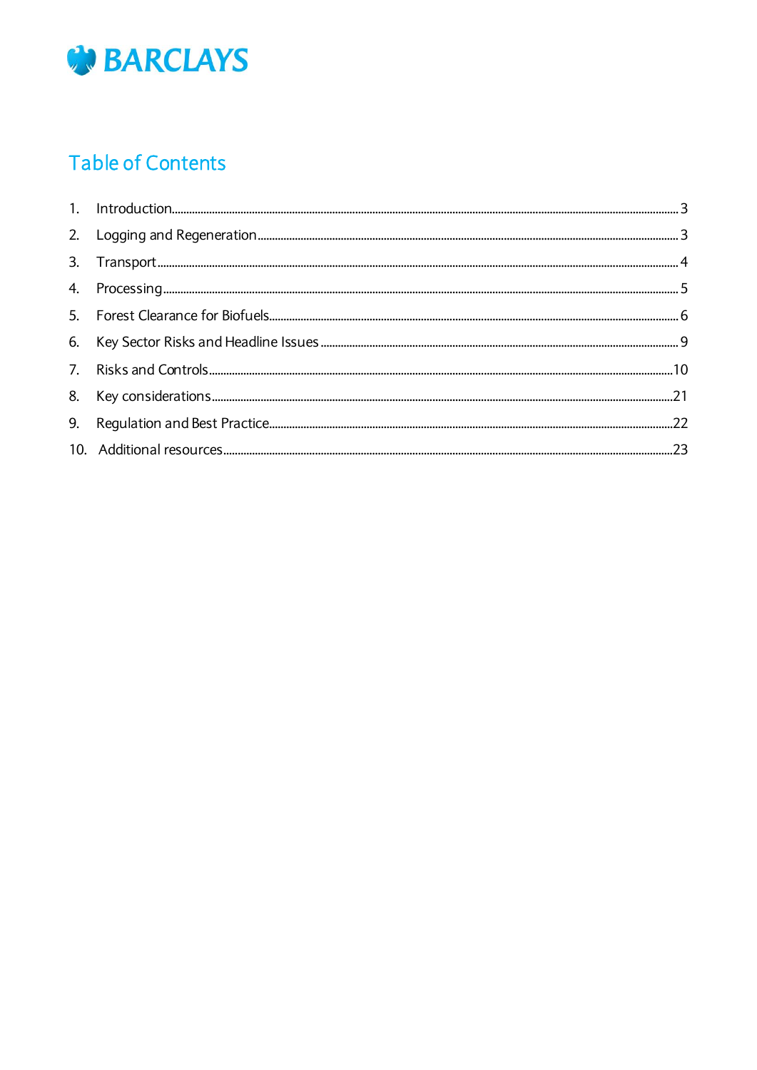BARCLAYS

## Table of Contents

1. Introduction ........ 3
2. Logging and Regeneration ........ 3
3. Transport ........ 4
4. Processing ........ 5
5. Forest Clearance for Biofuels ........ 6
6. Key Sector Risks and Headline Issues ........ 9
7. Risks and Controls ........ 10
8. Key considerations ........ 21
9. Regulation and Best Practice ........ 22
10. Additional resources ........ 23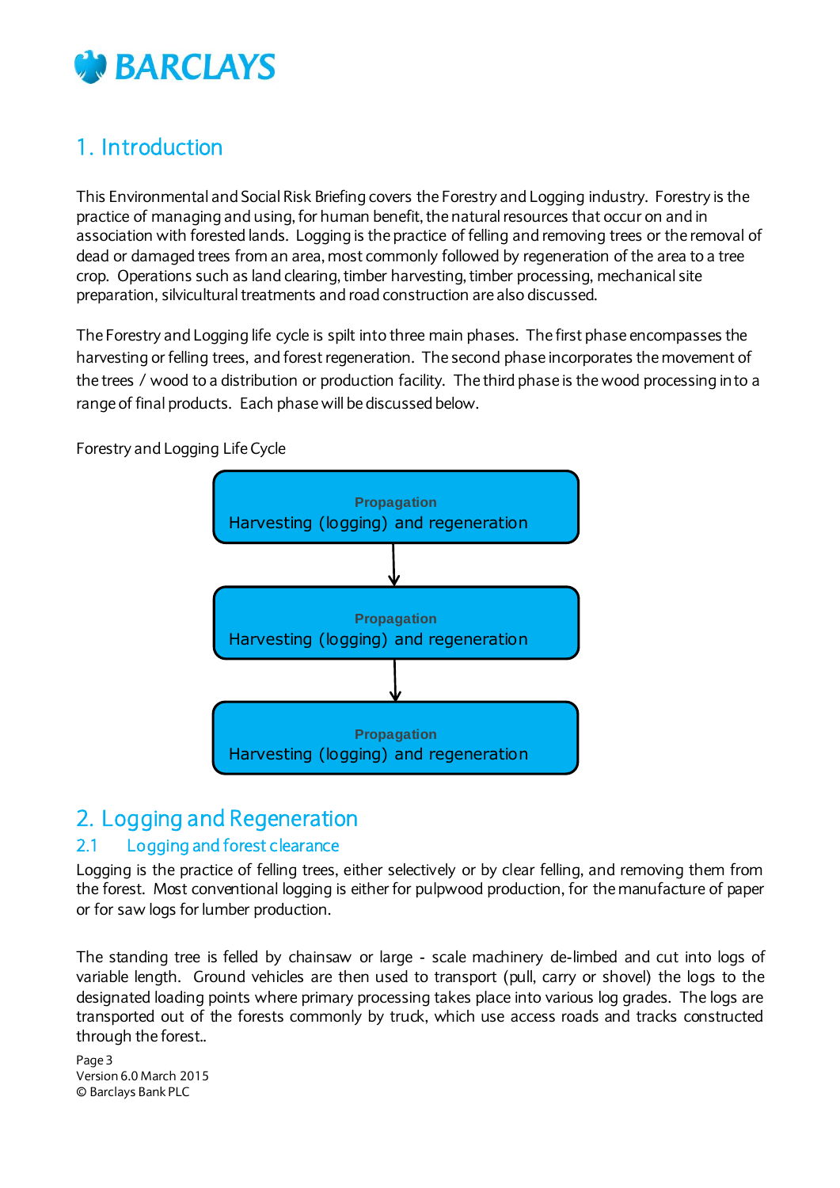# 1. Introduction

This Environmental and Social Risk Briefing covers the Forestry and Logging industry. Forestry is the practice of managing and using, for human benefit, the natural resources that occur on and in association with forested lands. Logging is the practice of felling and removing trees or the removal of dead or damaged trees from an area, most commonly followed by regeneration of the area to a tree crop. Operations such as land clearing, timber harvesting, timber processing, mechanical site preparation, silvicultural treatments and road construction are also discussed.

The Forestry and Logging life cycle is spilt into three main phases. The first phase encompasses the harvesting or felling trees, and forest regeneration. The second phase incorporates the movement of the trees / wood to a distribution or production facility. The third phase is the wood processing in to a range of final products. Each phase will be discussed below.

Forestry and Logging Life Cycle

**Propagation**
Harvesting (logging) and regeneration

↓

**Propagation**
Harvesting (logging) and regeneration

↓

**Propagation**
Harvesting (logging) and regeneration

# 2. Logging and Regeneration

## 2.1 Logging and forest clearance

Logging is the practice of felling trees, either selectively or by clear felling, and removing them from the forest. Most conventional logging is either for pulpwood production, for the manufacture of paper or for saw logs for lumber production.

The standing tree is felled by chainsaw or large - scale machinery de-limbed and cut into logs of variable length. Ground vehicles are then used to transport (pull, carry or shovel) the logs to the designated loading points where primary processing takes place into various log grades. The logs are transported out of the forests commonly by truck, which use access roads and tracks constructed through the forest..

Version 6.0 March 2015
© Barclays Bank PLC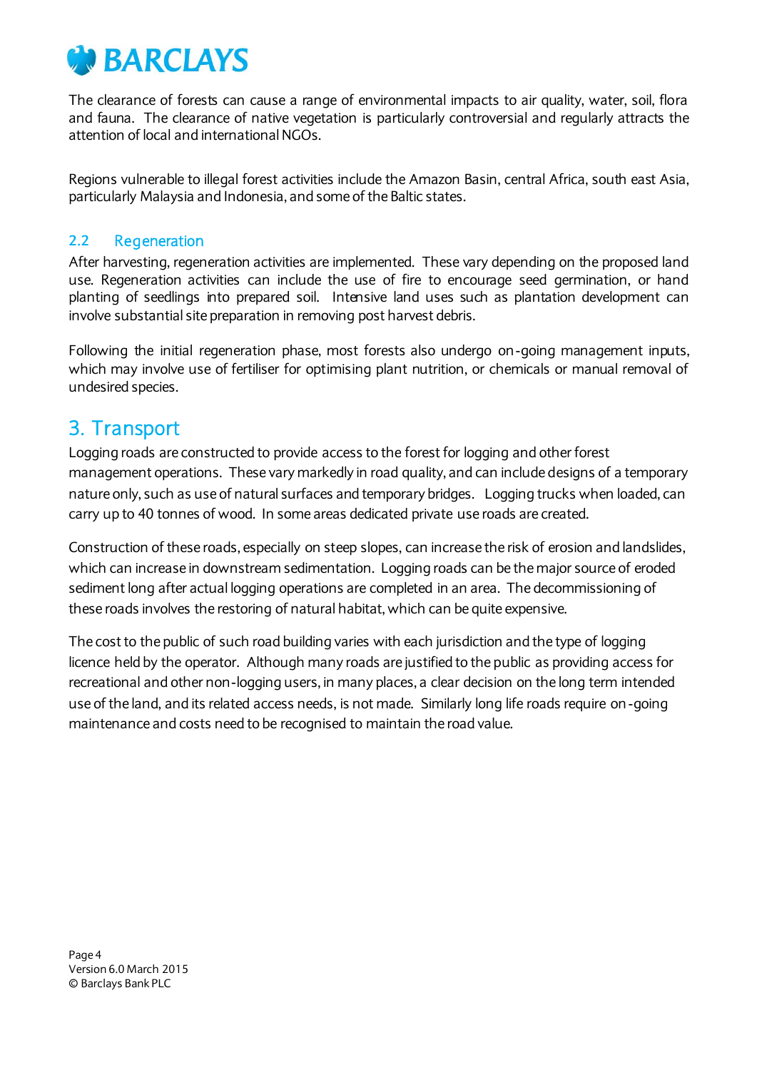The clearance of forests can cause a range of environmental impacts to air quality, water, soil, flora and fauna. The clearance of native vegetation is particularly controversial and regularly attracts the attention of local and international NGOs.

Regions vulnerable to illegal forest activities include the Amazon Basin, central Africa, south east Asia, particularly Malaysia and Indonesia, and some of the Baltic states.

### 2.2 Regeneration

After harvesting, regeneration activities are implemented. These vary depending on the proposed land use. Regeneration activities can include the use of fire to encourage seed germination, or hand planting of seedlings into prepared soil. Intensive land uses such as plantation development can involve substantial site preparation in removing post harvest debris.

Following the initial regeneration phase, most forests also undergo on-going management inputs, which may involve use of fertiliser for optimising plant nutrition, or chemicals or manual removal of undesired species.

## 3. Transport

Logging roads are constructed to provide access to the forest for logging and other forest management operations. These vary markedly in road quality, and can include designs of a temporary nature only, such as use of natural surfaces and temporary bridges. Logging trucks when loaded, can carry up to 40 tonnes of wood. In some areas dedicated private use roads are created.

Construction of these roads, especially on steep slopes, can increase the risk of erosion and landslides, which can increase in downstream sedimentation. Logging roads can be the major source of eroded sediment long after actual logging operations are completed in an area. The decommissioning of these roads involves the restoring of natural habitat, which can be quite expensive.

The cost to the public of such road building varies with each jurisdiction and the type of logging licence held by the operator. Although many roads are justified to the public as providing access for recreational and other non-logging users, in many places, a clear decision on the long term intended use of the land, and its related access needs, is not made. Similarly long life roads require on-going maintenance and costs need to be recognised to maintain the road value.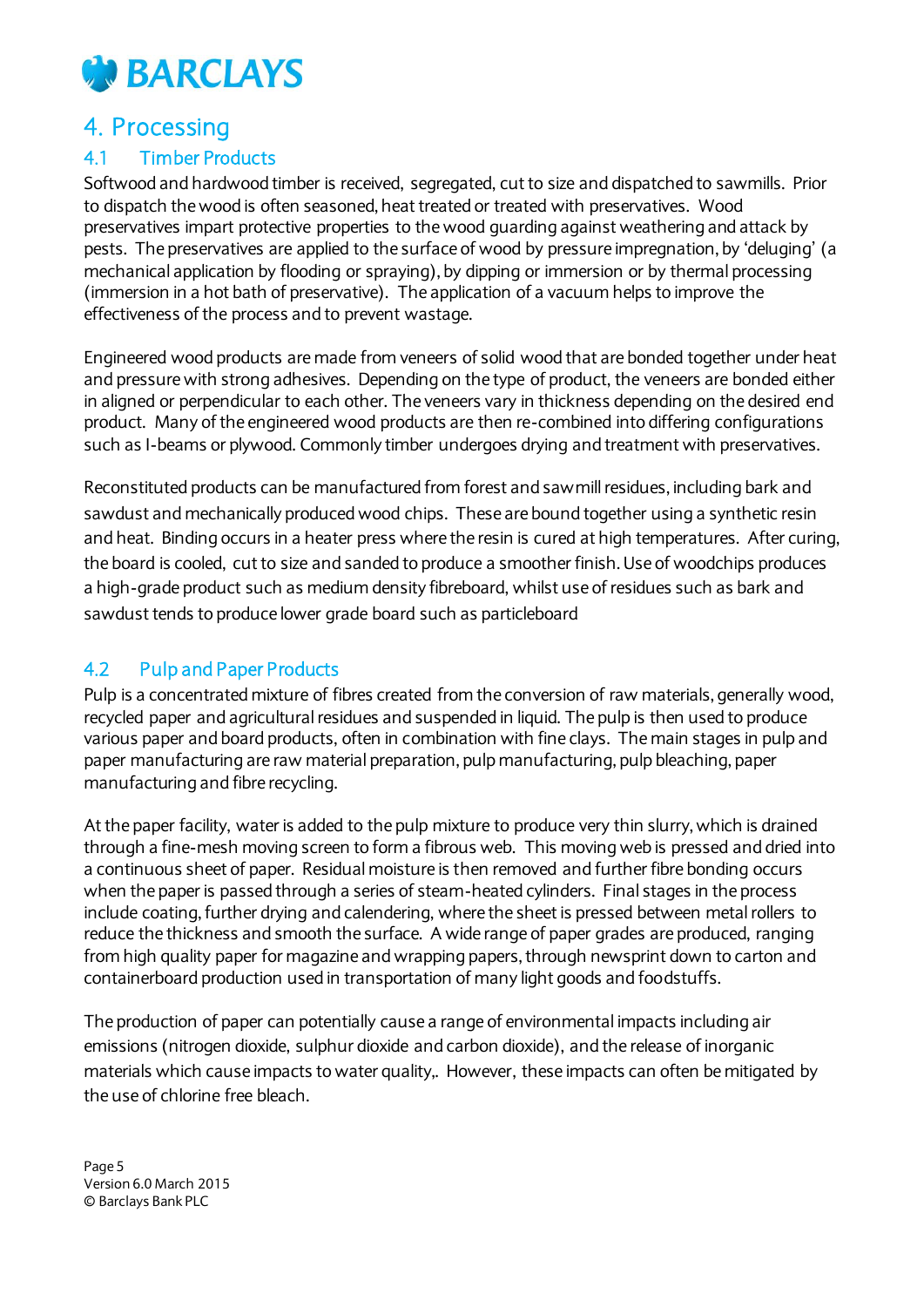# 4. Processing

## 4.1 Timber Products

Softwood and hardwood timber is received, segregated, cut to size and dispatched to sawmills. Prior to dispatch the wood is often seasoned, heat treated or treated with preservatives. Wood preservatives impart protective properties to the wood guarding against weathering and attack by pests. The preservatives are applied to the surface of wood by pressure impregnation, by 'deluging' (a mechanical application by flooding or spraying), by dipping or immersion or by thermal processing (immersion in a hot bath of preservative). The application of a vacuum helps to improve the effectiveness of the process and to prevent wastage.

Engineered wood products are made from veneers of solid wood that are bonded together under heat and pressure with strong adhesives. Depending on the type of product, the veneers are bonded either in aligned or perpendicular to each other. The veneers vary in thickness depending on the desired end product. Many of the engineered wood products are then re-combined into differing configurations such as I-beams or plywood. Commonly timber undergoes drying and treatment with preservatives.

Reconstituted products can be manufactured from forest and sawmill residues, including bark and sawdust and mechanically produced wood chips. These are bound together using a synthetic resin and heat. Binding occurs in a heater press where the resin is cured at high temperatures. After curing, the board is cooled, cut to size and sanded to produce a smoother finish. Use of woodchips produces a high-grade product such as medium density fibreboard, whilst use of residues such as bark and sawdust tends to produce lower grade board such as particleboard

## 4.2 Pulp and Paper Products

Pulp is a concentrated mixture of fibres created from the conversion of raw materials, generally wood, recycled paper and agricultural residues and suspended in liquid. The pulp is then used to produce various paper and board products, often in combination with fine clays. The main stages in pulp and paper manufacturing are raw material preparation, pulp manufacturing, pulp bleaching, paper manufacturing and fibre recycling.

At the paper facility, water is added to the pulp mixture to produce very thin slurry, which is drained through a fine-mesh moving screen to form a fibrous web. This moving web is pressed and dried into a continuous sheet of paper. Residual moisture is then removed and further fibre bonding occurs when the paper is passed through a series of steam-heated cylinders. Final stages in the process include coating, further drying and calendering, where the sheet is pressed between metal rollers to reduce the thickness and smooth the surface. A wide range of paper grades are produced, ranging from high quality paper for magazine and wrapping papers, through newsprint down to carton and containerboard production used in transportation of many light goods and foodstuffs.

The production of paper can potentially cause a range of environmental impacts including air emissions (nitrogen dioxide, sulphur dioxide and carbon dioxide), and the release of inorganic materials which cause impacts to water quality,. However, these impacts can often be mitigated by the use of chlorine free bleach.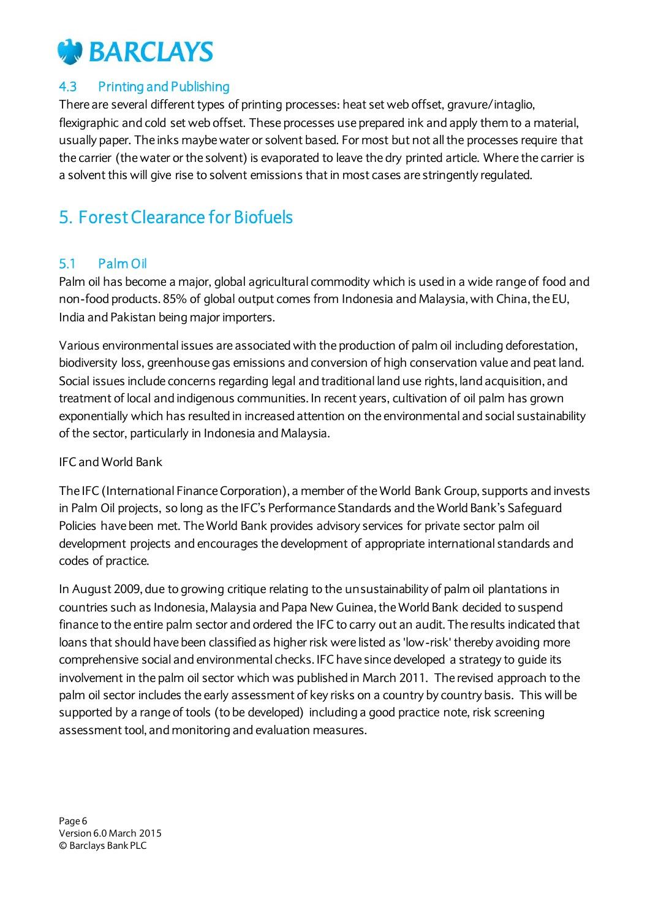### 4.3 Printing and Publishing

There are several different types of printing processes: heat set web offset, gravure/intaglio, flexigraphic and cold set web offset. These processes use prepared ink and apply them to a material, usually paper. The inks maybe water or solvent based. For most but not all the processes require that the carrier (the water or the solvent) is evaporated to leave the dry printed article. Where the carrier is a solvent this will give rise to solvent emissions that in most cases are stringently regulated.

## 5. Forest Clearance for Biofuels

### 5.1 Palm Oil

Palm oil has become a major, global agricultural commodity which is used in a wide range of food and non-food products. 85% of global output comes from Indonesia and Malaysia, with China, the EU, India and Pakistan being major importers.

Various environmental issues are associated with the production of palm oil including deforestation, biodiversity loss, greenhouse gas emissions and conversion of high conservation value and peat land. Social issues include concerns regarding legal and traditional land use rights, land acquisition, and treatment of local and indigenous communities. In recent years, cultivation of oil palm has grown exponentially which has resulted in increased attention on the environmental and social sustainability of the sector, particularly in Indonesia and Malaysia.

IFC and World Bank

The IFC (International Finance Corporation), a member of the World Bank Group, supports and invests in Palm Oil projects, so long as the IFC's Performance Standards and the World Bank's Safeguard Policies have been met. The World Bank provides advisory services for private sector palm oil development projects and encourages the development of appropriate international standards and codes of practice.

In August 2009, due to growing critique relating to the unsustainability of palm oil plantations in countries such as Indonesia, Malaysia and Papa New Guinea, the World Bank decided to suspend finance to the entire palm sector and ordered the IFC to carry out an audit. The results indicated that loans that should have been classified as higher risk were listed as 'low-risk' thereby avoiding more comprehensive social and environmental checks. IFC have since developed a strategy to guide its involvement in the palm oil sector which was published in March 2011. The revised approach to the palm oil sector includes the early assessment of key risks on a country by country basis. This will be supported by a range of tools (to be developed) including a good practice note, risk screening assessment tool, and monitoring and evaluation measures.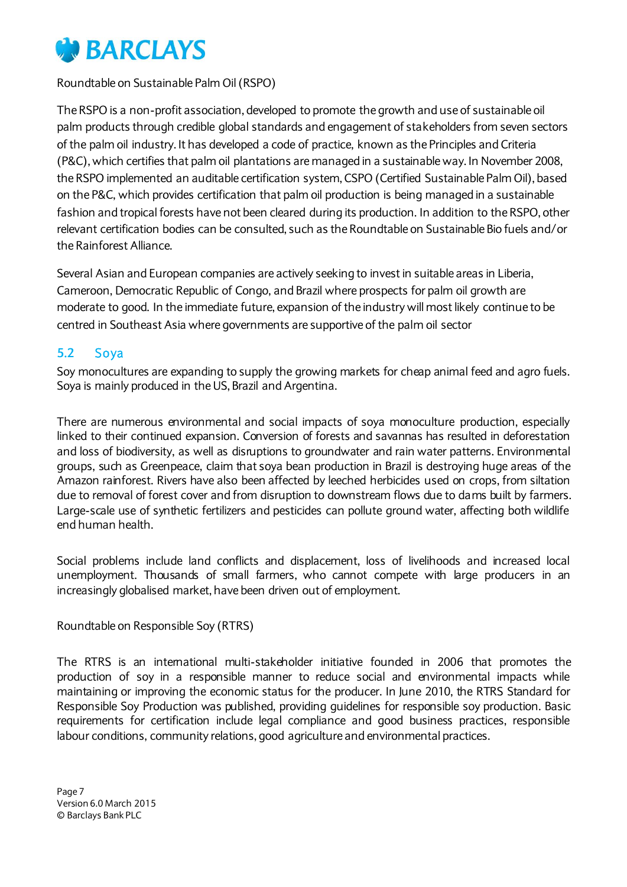Roundtable on Sustainable Palm Oil (RSPO)

The RSPO is a non-profit association, developed to promote the growth and use of sustainable oil palm products through credible global standards and engagement of stakeholders from seven sectors of the palm oil industry. It has developed a code of practice, known as the Principles and Criteria (P&C), which certifies that palm oil plantations are managed in a sustainable way. In November 2008, the RSPO implemented an auditable certification system, CSPO (Certified Sustainable Palm Oil), based on the P&C, which provides certification that palm oil production is being managed in a sustainable fashion and tropical forests have not been cleared during its production. In addition to the RSPO, other relevant certification bodies can be consulted, such as the Roundtable on Sustainable Bio fuels and/or the Rainforest Alliance.

Several Asian and European companies are actively seeking to invest in suitable areas in Liberia, Cameroon, Democratic Republic of Congo, and Brazil where prospects for palm oil growth are moderate to good. In the immediate future, expansion of the industry will most likely continue to be centred in Southeast Asia where governments are supportive of the palm oil sector

## 5.2 Soya

Soy monocultures are expanding to supply the growing markets for cheap animal feed and agro fuels. Soya is mainly produced in the US, Brazil and Argentina.

There are numerous environmental and social impacts of soya monoculture production, especially linked to their continued expansion. Conversion of forests and savannas has resulted in deforestation and loss of biodiversity, as well as disruptions to groundwater and rain water patterns. Environmental groups, such as Greenpeace, claim that soya bean production in Brazil is destroying huge areas of the Amazon rainforest. Rivers have also been affected by leeched herbicides used on crops, from siltation due to removal of forest cover and from disruption to downstream flows due to dams built by farmers. Large-scale use of synthetic fertilizers and pesticides can pollute ground water, affecting both wildlife end human health.

Social problems include land conflicts and displacement, loss of livelihoods and increased local unemployment. Thousands of small farmers, who cannot compete with large producers in an increasingly globalised market, have been driven out of employment.

Roundtable on Responsible Soy (RTRS)

The RTRS is an international multi-stakeholder initiative founded in 2006 that promotes the production of soy in a responsible manner to reduce social and environmental impacts while maintaining or improving the economic status for the producer. In June 2010, the RTRS Standard for Responsible Soy Production was published, providing guidelines for responsible soy production. Basic requirements for certification include legal compliance and good business practices, responsible labour conditions, community relations, good agriculture and environmental practices.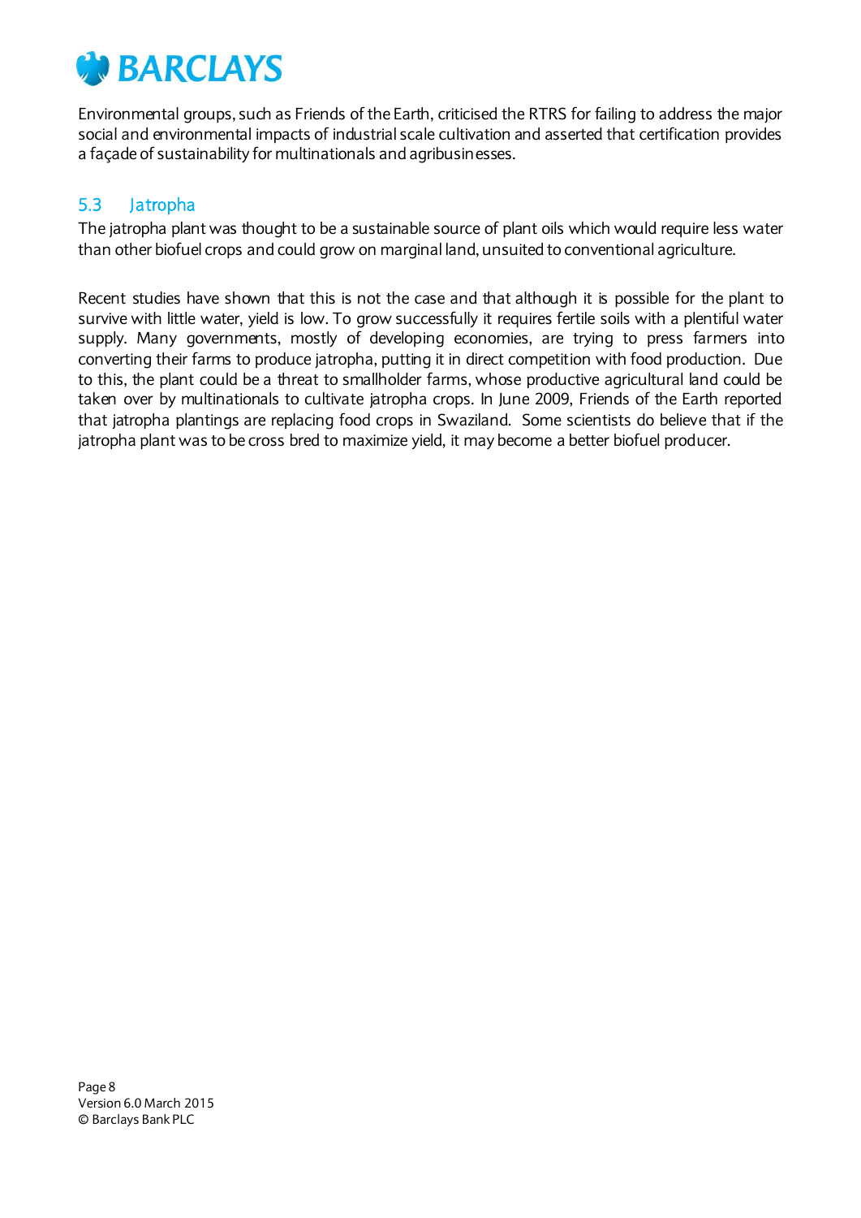Environmental groups, such as Friends of the Earth, criticised the RTRS for failing to address the major social and environmental impacts of industrial scale cultivation and asserted that certification provides a façade of sustainability for multinationals and agribusinesses.

## 5.3 Jatropha

The jatropha plant was thought to be a sustainable source of plant oils which would require less water than other biofuel crops and could grow on marginal land, unsuited to conventional agriculture.

Recent studies have shown that this is not the case and that although it is possible for the plant to survive with little water, yield is low. To grow successfully it requires fertile soils with a plentiful water supply. Many governments, mostly of developing economies, are trying to press farmers into converting their farms to produce jatropha, putting it in direct competition with food production. Due to this, the plant could be a threat to smallholder farms, whose productive agricultural land could be taken over by multinationals to cultivate jatropha crops. In June 2009, Friends of the Earth reported that jatropha plantings are replacing food crops in Swaziland. Some scientists do believe that if the jatropha plant was to be cross bred to maximize yield, it may become a better biofuel producer.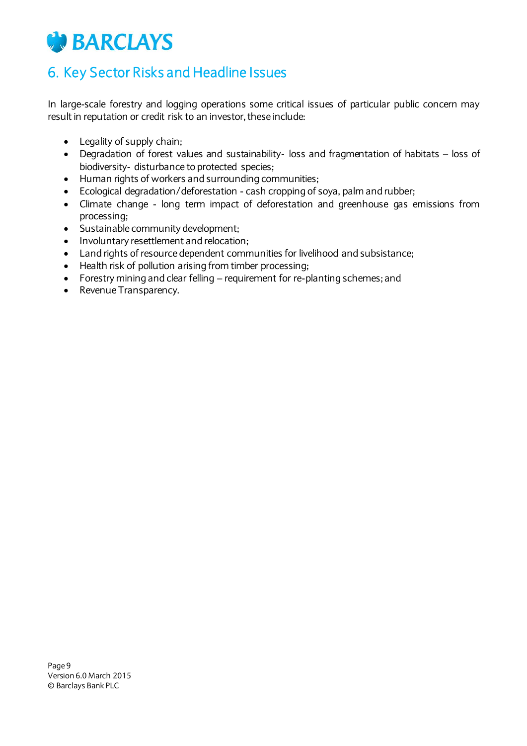## 6. Key Sector Risks and Headline Issues

In large-scale forestry and logging operations some critical issues of particular public concern may result in reputation or credit risk to an investor, these include:

- Legality of supply chain;
- Degradation of forest values and sustainability- loss and fragmentation of habitats – loss of biodiversity- disturbance to protected species;
- Human rights of workers and surrounding communities;
- Ecological degradation/deforestation - cash cropping of soya, palm and rubber;
- Climate change - long term impact of deforestation and greenhouse gas emissions from processing;
- Sustainable community development;
- Involuntary resettlement and relocation;
- Land rights of resource dependent communities for livelihood and subsistance;
- Health risk of pollution arising from timber processing;
- Forestry mining and clear felling – requirement for re-planting schemes; and
- Revenue Transparency.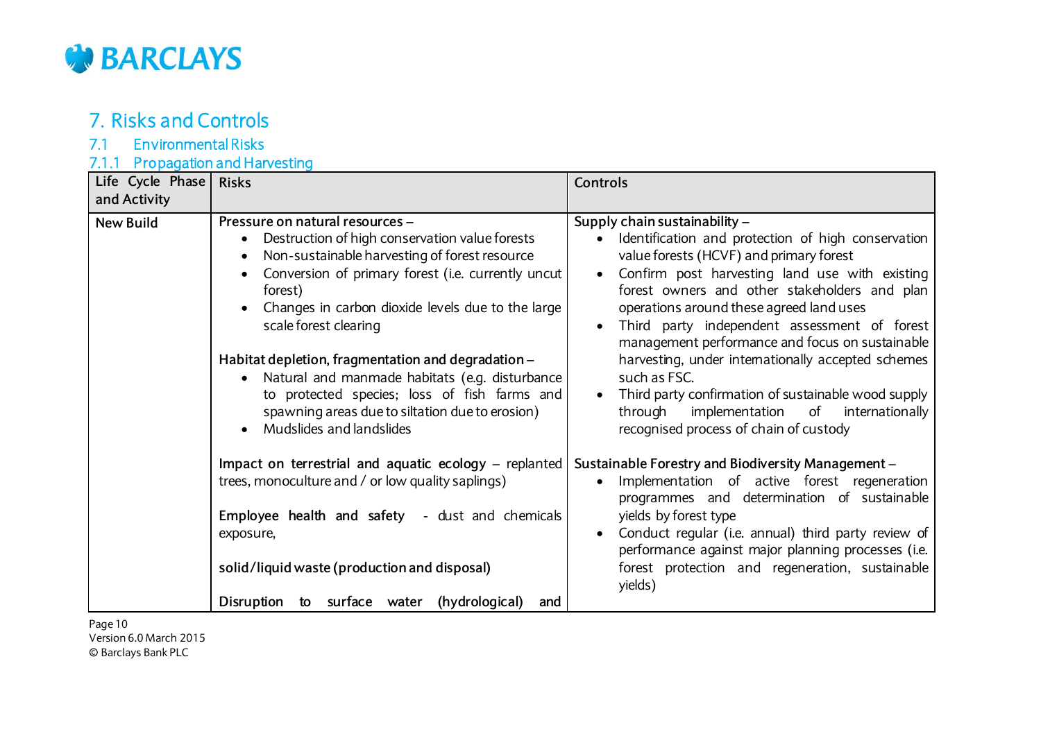# 7. Risks and Controls

## 7.1 Environmental Risks

### 7.1.1 Propagation and Harvesting

| Life Cycle Phase and Activity | Risks | Controls |
|---|---|---|
| New Build | **Pressure on natural resources –**<br>• Destruction of high conservation value forests<br>• Non-sustainable harvesting of forest resource<br>• Conversion of primary forest (i.e. currently uncut forest)<br>• Changes in carbon dioxide levels due to the large scale forest clearing<br><br>**Habitat depletion, fragmentation and degradation –**<br>• Natural and manmade habitats (e.g. disturbance to protected species; loss of fish farms and spawning areas due to siltation due to erosion)<br>• Mudslides and landslides<br><br>**Impact on terrestrial and aquatic ecology** – replanted trees, monoculture and / or low quality saplings)<br><br>**Employee health and safety** - dust and chemicals exposure,<br><br>**solid/liquid waste (production and disposal)**<br><br>**Disruption to surface water (hydrological) and** | **Supply chain sustainability –**<br>• Identification and protection of high conservation value forests (HCVF) and primary forest<br>• Confirm post harvesting land use with existing forest owners and other stakeholders and plan operations around these agreed land uses<br>• Third party independent assessment of forest management performance and focus on sustainable harvesting, under internationally accepted schemes such as FSC.<br>• Third party confirmation of sustainable wood supply through implementation of internationally recognised process of chain of custody<br><br>**Sustainable Forestry and Biodiversity Management –**<br>• Implementation of active forest regeneration programmes and determination of sustainable yields by forest type<br>• Conduct regular (i.e. annual) third party review of performance against major planning processes (i.e. forest protection and regeneration, sustainable yields) |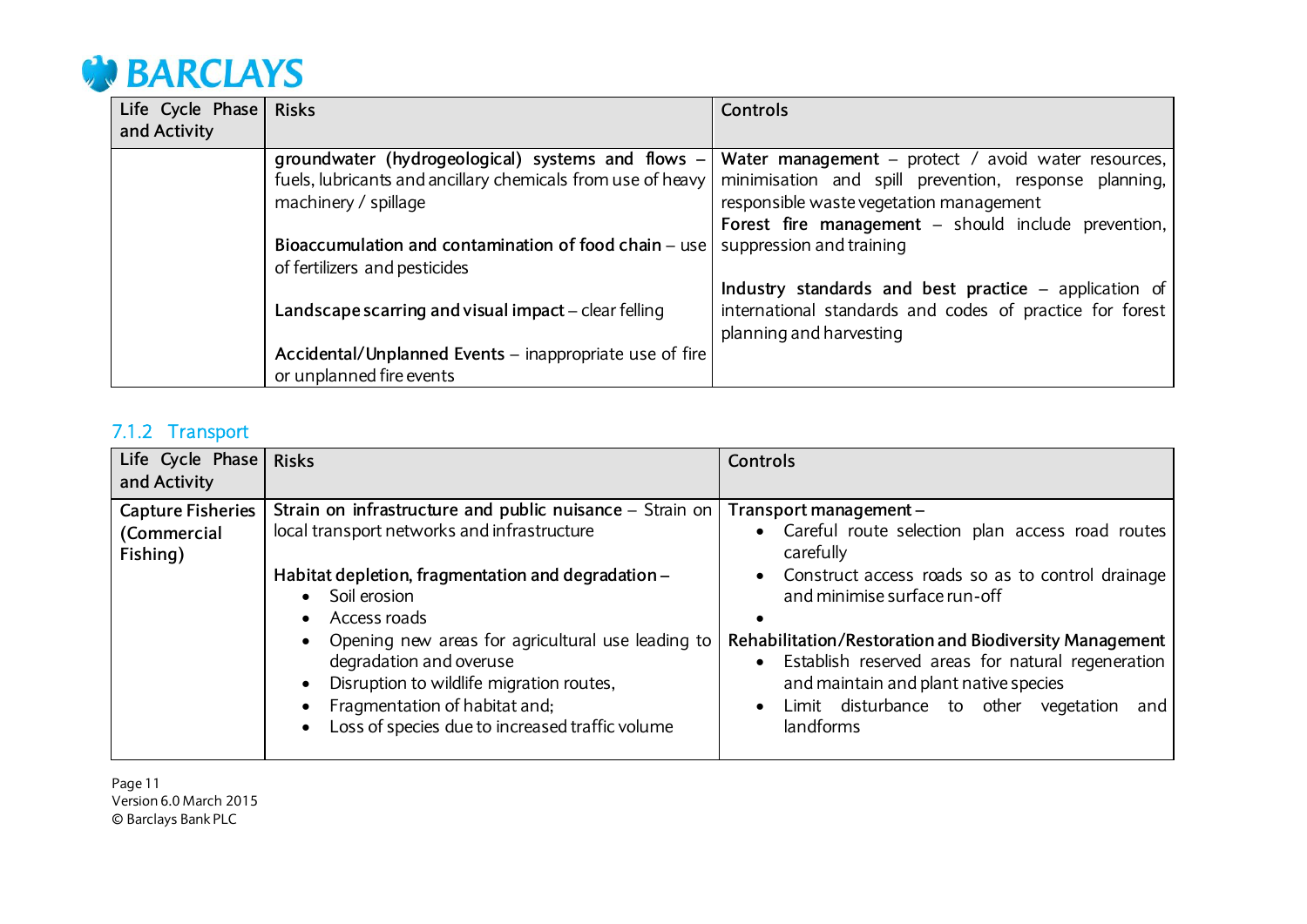| Life Cycle Phase and Activity | Risks | Controls |
| --- | --- | --- |
| | **groundwater (hydrogeological) systems and flows** – fuels, lubricants and ancillary chemicals from use of heavy machinery / spillage<br><br>**Bioaccumulation and contamination of food chain** – use of fertilizers and pesticides<br><br>**Landscape scarring and visual impact** – clear felling<br><br>**Accidental/Unplanned Events** – inappropriate use of fire or unplanned fire events | **Water management** – protect / avoid water resources, minimisation and spill prevention, response planning, responsible waste vegetation management<br>**Forest fire management** – should include prevention, suppression and training<br><br>**Industry standards and best practice** – application of international standards and codes of practice for forest planning and harvesting |

### 7.1.2 Transport

| Life Cycle Phase and Activity | Risks | Controls |
| --- | --- | --- |
| **Capture Fisheries (Commercial Fishing)** | **Strain on infrastructure and public nuisance** – Strain on local transport networks and infrastructure<br><br>**Habitat depletion, fragmentation and degradation** –<br>• Soil erosion<br>• Access roads<br>• Opening new areas for agricultural use leading to degradation and overuse<br>• Disruption to wildlife migration routes,<br>• Fragmentation of habitat and;<br>• Loss of species due to increased traffic volume | **Transport management** –<br>• Careful route selection plan access road routes carefully<br>• Construct access roads so as to control drainage and minimise surface run-off<br>•<br>**Rehabilitation/Restoration and Biodiversity Management**<br>• Establish reserved areas for natural regeneration and maintain and plant native species<br>• Limit disturbance to other vegetation and landforms |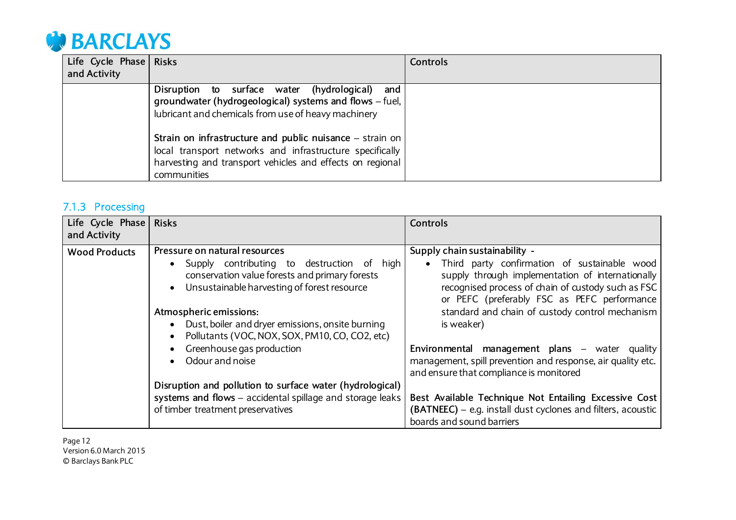| Life Cycle Phase and Activity | Risks | Controls |
|---|---|---|
| | **Disruption to surface water (hydrological) and groundwater (hydrogeological) systems and flows** – fuel, lubricant and chemicals from use of heavy machinery<br><br>**Strain on infrastructure and public nuisance** – strain on local transport networks and infrastructure specifically harvesting and transport vehicles and effects on regional communities | |

### 7.1.3 Processing

| Life Cycle Phase and Activity | Risks | Controls |
|---|---|---|
| **Wood Products** | **Pressure on natural resources**<br>• Supply contributing to destruction of high conservation value forests and primary forests<br>• Unsustainable harvesting of forest resource<br><br>**Atmospheric emissions:**<br>• Dust, boiler and dryer emissions, onsite burning<br>• Pollutants (VOC, NOX, SOX, PM10, CO, CO2, etc)<br>• Greenhouse gas production<br>• Odour and noise<br><br>**Disruption and pollution to surface water (hydrological) systems and flows** – accidental spillage and storage leaks of timber treatment preservatives | **Supply chain sustainability -**<br>• Third party confirmation of sustainable wood supply through implementation of internationally recognised process of chain of custody such as FSC or PEFC (preferably FSC as PEFC performance standard and chain of custody control mechanism is weaker)<br><br>**Environmental management plans** – water quality management, spill prevention and response, air quality etc. and ensure that compliance is monitored<br><br>**Best Available Technique Not Entailing Excessive Cost (BATNEEC)** – e.g. install dust cyclones and filters, acoustic boards and sound barriers |

Version 6.0 March 2015
© Barclays Bank PLC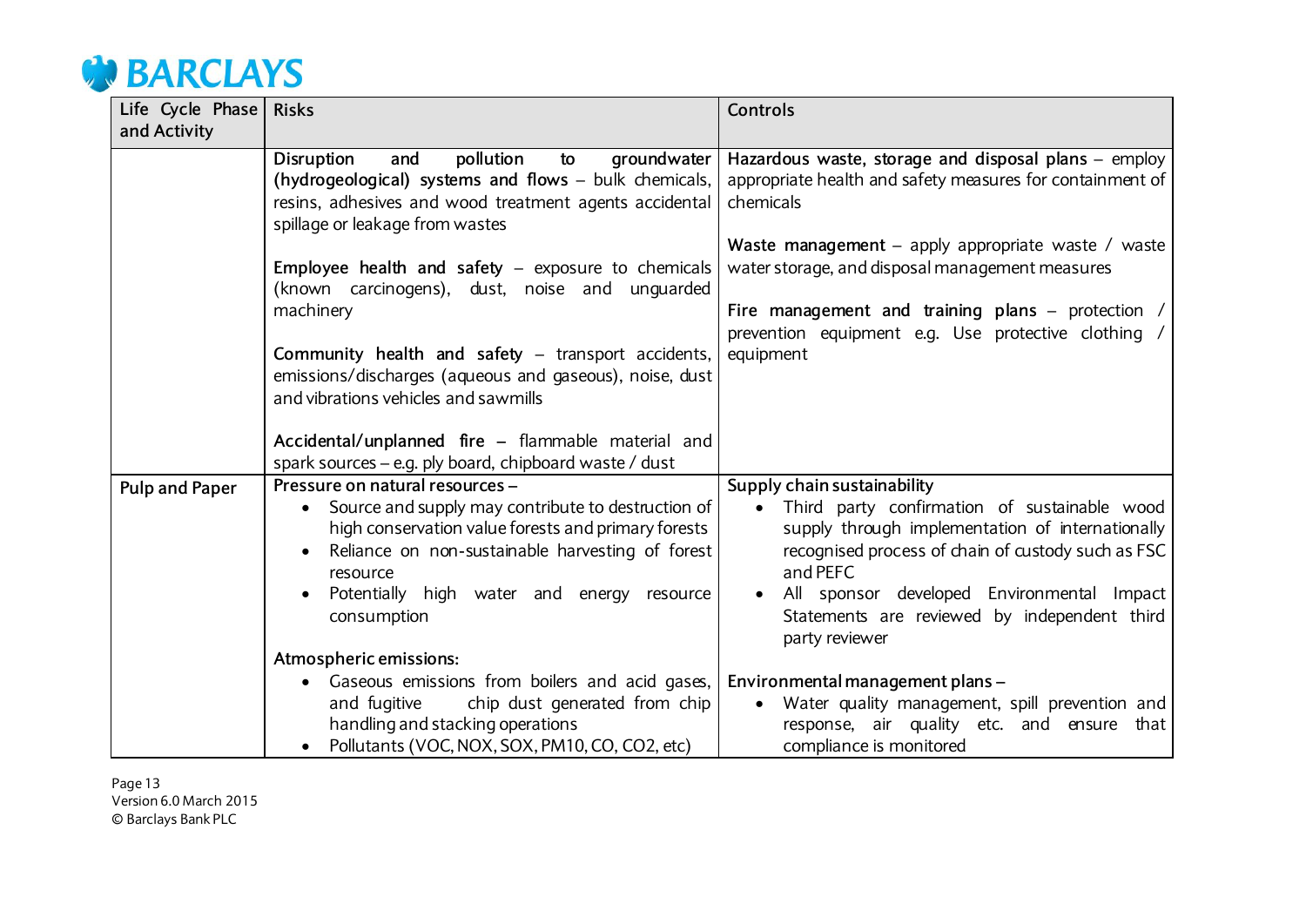| Life Cycle Phase and Activity | Risks | Controls |
|---|---|---|
| | **Disruption and pollution to groundwater (hydrogeological) systems and flows** – bulk chemicals, resins, adhesives and wood treatment agents accidental spillage or leakage from wastes<br><br>**Employee health and safety** – exposure to chemicals (known carcinogens), dust, noise and unguarded machinery<br><br>**Community health and safety** – transport accidents, emissions/discharges (aqueous and gaseous), noise, dust and vibrations vehicles and sawmills<br><br>**Accidental/unplanned fire** – flammable material and spark sources – e.g. ply board, chipboard waste / dust | **Hazardous waste, storage and disposal plans** – employ appropriate health and safety measures for containment of chemicals<br><br>**Waste management** – apply appropriate waste / waste water storage, and disposal management measures<br><br>**Fire management and training plans** – protection / prevention equipment e.g. Use protective clothing / equipment |
| **Pulp and Paper** | **Pressure on natural resources** –<br>• Source and supply may contribute to destruction of high conservation value forests and primary forests<br>• Reliance on non-sustainable harvesting of forest resource<br>• Potentially high water and energy resource consumption<br><br>**Atmospheric emissions:**<br>• Gaseous emissions from boilers and acid gases, and fugitive chip dust generated from chip handling and stacking operations<br>• Pollutants (VOC, NOX, SOX, PM10, CO, CO2, etc) | **Supply chain sustainability**<br>• Third party confirmation of sustainable wood supply through implementation of internationally recognised process of chain of custody such as FSC and PEFC<br>• All sponsor developed Environmental Impact Statements are reviewed by independent third party reviewer<br><br>**Environmental management plans** –<br>• Water quality management, spill prevention and response, air quality etc. and ensure that compliance is monitored |

Version 6.0 March 2015
© Barclays Bank PLC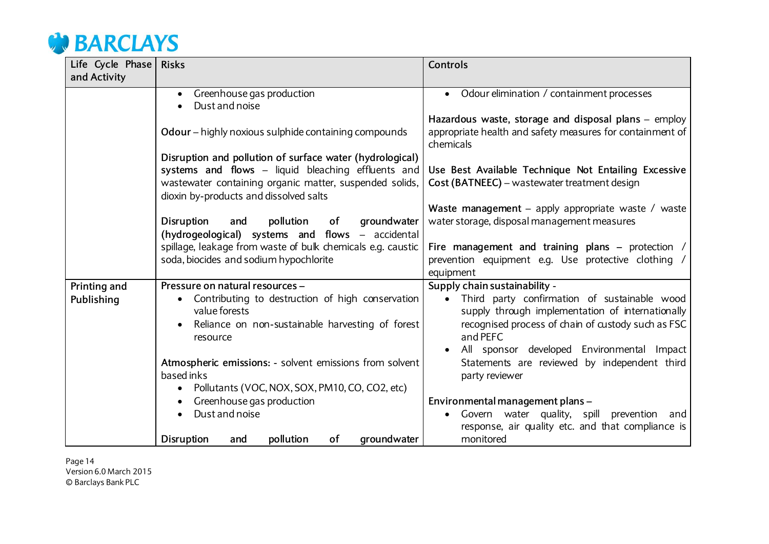| Life Cycle Phase and Activity | Risks | Controls |
|---|---|---|
| | • Greenhouse gas production<br>• Dust and noise<br><br>**Odour** – highly noxious sulphide containing compounds<br><br>**Disruption and pollution of surface water (hydrological) systems and flows** – liquid bleaching effluents and wastewater containing organic matter, suspended solids, dioxin by-products and dissolved salts<br><br>**Disruption and pollution of groundwater (hydrogeological) systems and flows** – accidental spillage, leakage from waste of bulk chemicals e.g. caustic soda, biocides and sodium hypochlorite | • Odour elimination / containment processes<br><br>**Hazardous waste, storage and disposal plans** – employ appropriate health and safety measures for containment of chemicals<br><br>**Use Best Available Technique Not Entailing Excessive Cost (BATNEEC)** – wastewater treatment design<br><br>**Waste management** – apply appropriate waste / waste water storage, disposal management measures<br><br>**Fire management and training plans** – protection / prevention equipment e.g. Use protective clothing / equipment |
| **Printing and Publishing** | **Pressure on natural resources** –<br>• Contributing to destruction of high conservation value forests<br>• Reliance on non-sustainable harvesting of forest resource<br><br>**Atmospheric emissions:** - solvent emissions from solvent based inks<br>• Pollutants (VOC, NOX, SOX, PM10, CO, CO2, etc)<br>• Greenhouse gas production<br>• Dust and noise<br><br>**Disruption and pollution of groundwater** | **Supply chain sustainability** -<br>• Third party confirmation of sustainable wood supply through implementation of internationally recognised process of chain of custody such as FSC and PEFC<br>• All sponsor developed Environmental Impact Statements are reviewed by independent third party reviewer<br><br>**Environmental management plans** –<br>• Govern water quality, spill prevention and response, air quality etc. and that compliance is monitored |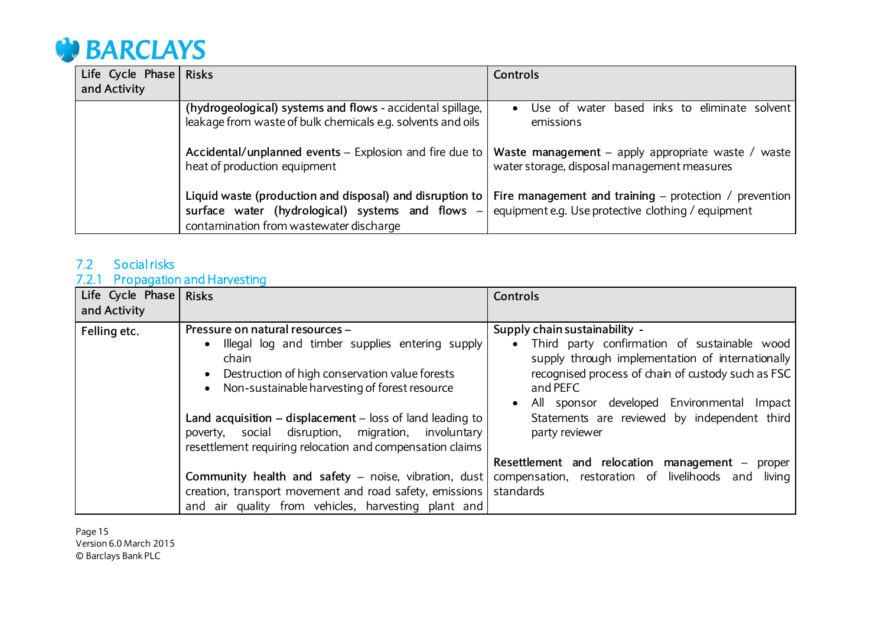| Life Cycle Phase and Activity | Risks | Controls |
|---|---|---|
| | **(hydrogeological) systems and flows** - accidental spillage, leakage from waste of bulk chemicals e.g. solvents and oils<br><br>**Accidental/unplanned events** – Explosion and fire due to heat of production equipment<br><br>**Liquid waste (production and disposal) and disruption to surface water (hydrological) systems and flows** – contamination from wastewater discharge | • Use of water based inks to eliminate solvent emissions<br><br>**Waste management** – apply appropriate waste / waste water storage, disposal management measures<br><br>**Fire management and training** – protection / prevention equipment e.g. Use protective clothing / equipment |

## 7.2 Social risks

### 7.2.1 Propagation and Harvesting

| Life Cycle Phase and Activity | Risks | Controls |
|---|---|---|
| **Felling etc.** | **Pressure on natural resources –**<br>• Illegal log and timber supplies entering supply chain<br>• Destruction of high conservation value forests<br>• Non-sustainable harvesting of forest resource<br><br>**Land acquisition – displacement** – loss of land leading to poverty, social disruption, migration, involuntary resettlement requiring relocation and compensation claims<br><br>**Community health and safety** – noise, vibration, dust creation, transport movement and road safety, emissions and air quality from vehicles, harvesting plant and | **Supply chain sustainability -**<br>• Third party confirmation of sustainable wood supply through implementation of internationally recognised process of chain of custody such as FSC and PEFC<br>• All sponsor developed Environmental Impact Statements are reviewed by independent third party reviewer<br><br>**Resettlement and relocation management** – proper compensation, restoration of livelihoods and living standards |

Page 15
Version 6.0 March 2015
© Barclays Bank PLC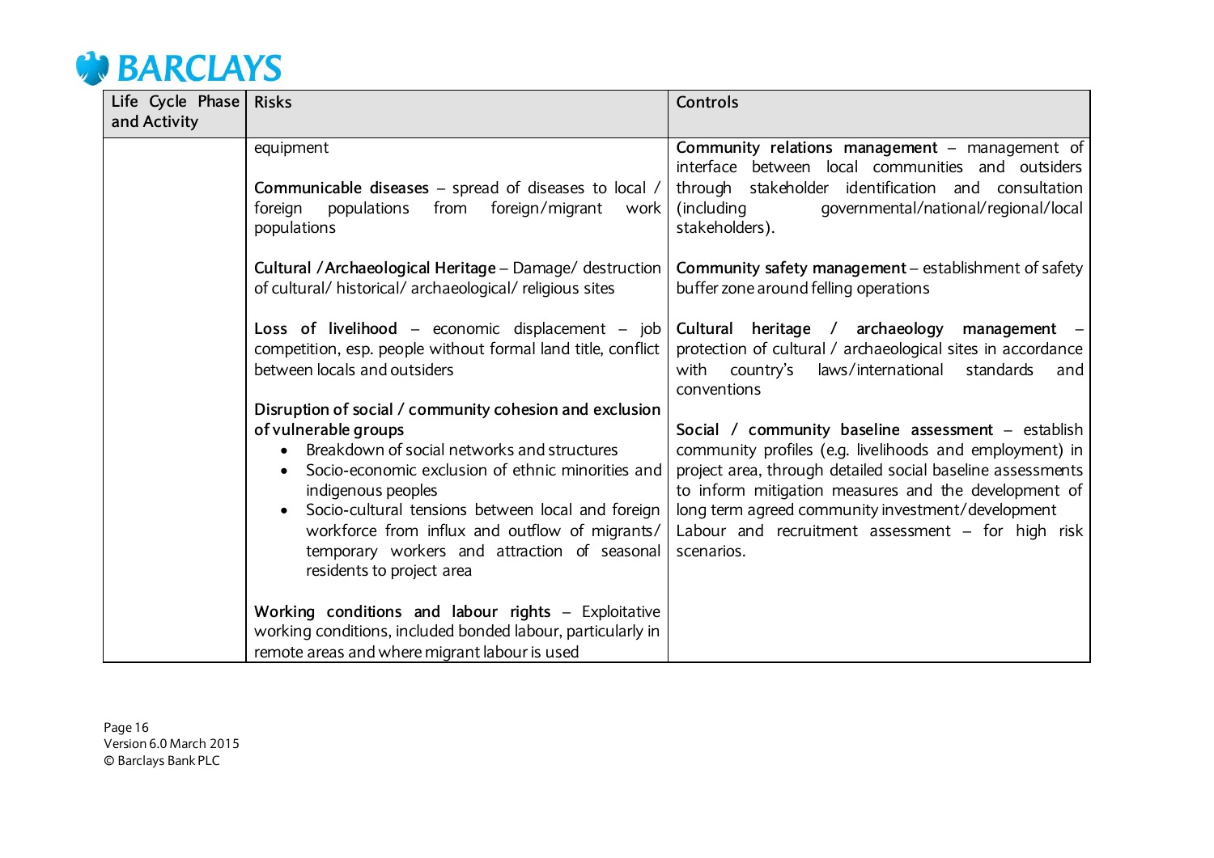| Life Cycle Phase and Activity | Risks | Controls |
|---|---|---|
| | equipment<br><br>**Communicable diseases** – spread of diseases to local / foreign populations from foreign/migrant work populations<br><br>**Cultural / Archaeological Heritage** – Damage/ destruction of cultural/ historical/ archaeological/ religious sites<br><br>**Loss of livelihood** – economic displacement – job competition, esp. people without formal land title, conflict between locals and outsiders<br><br>**Disruption of social / community cohesion and exclusion of vulnerable groups**<br>• Breakdown of social networks and structures<br>• Socio-economic exclusion of ethnic minorities and indigenous peoples<br>• Socio-cultural tensions between local and foreign workforce from influx and outflow of migrants/ temporary workers and attraction of seasonal residents to project area<br><br>**Working conditions and labour rights** – Exploitative working conditions, included bonded labour, particularly in remote areas and where migrant labour is used | **Community relations management** – management of interface between local communities and outsiders through stakeholder identification and consultation (including governmental/national/regional/local stakeholders).<br><br>**Community safety management** – establishment of safety buffer zone around felling operations<br><br>**Cultural heritage / archaeology management** – protection of cultural / archaeological sites in accordance with country's laws/international standards and conventions<br><br>**Social / community baseline assessment** – establish community profiles (e.g. livelihoods and employment) in project area, through detailed social baseline assessments to inform mitigation measures and the development of long term agreed community investment/development<br>Labour and recruitment assessment – for high risk scenarios. |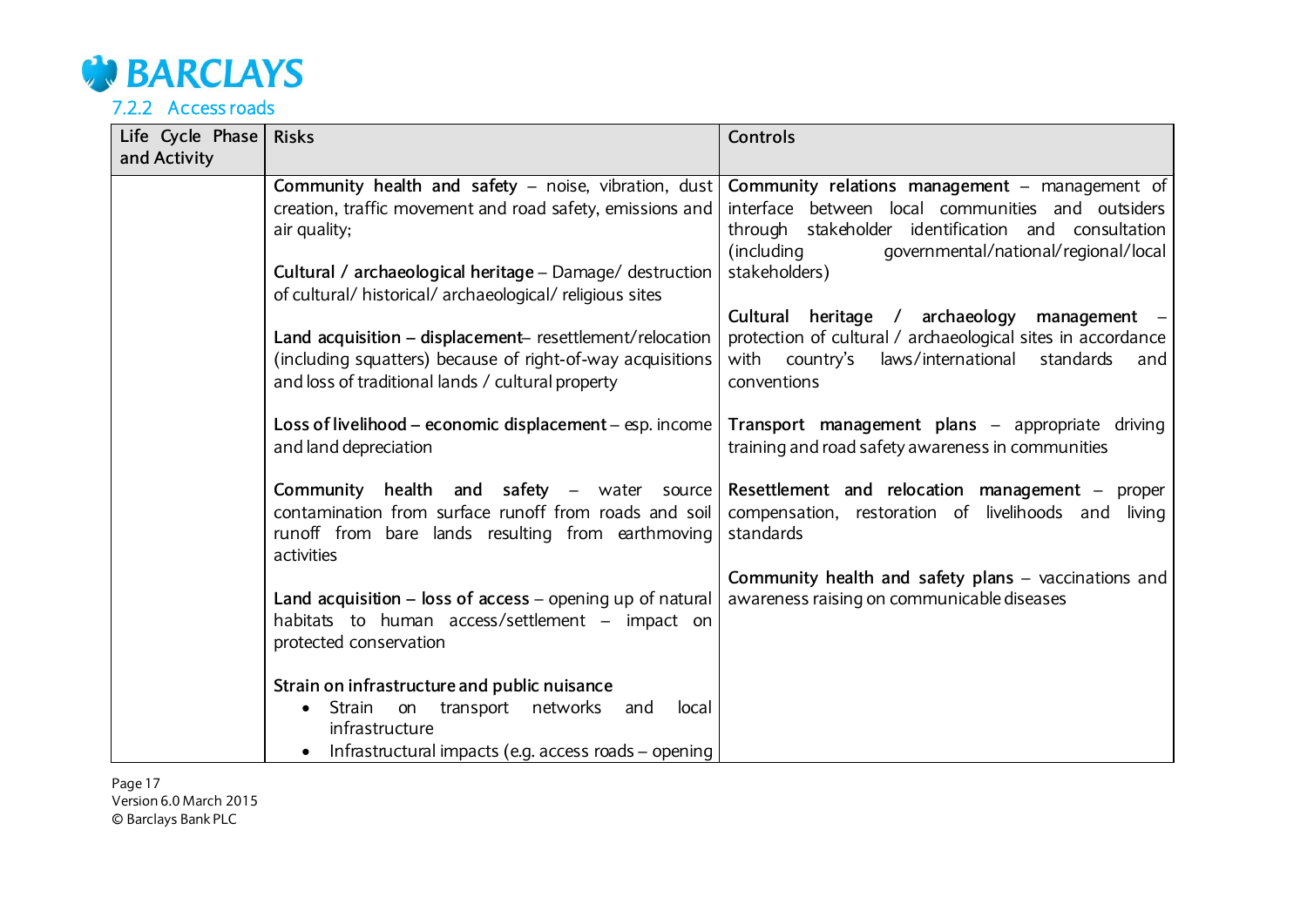### 7.2.2 Access roads

| Life Cycle Phase and Activity | Risks | Controls |
|---|---|---|
| | **Community health and safety** – noise, vibration, dust creation, traffic movement and road safety, emissions and air quality;<br><br>**Cultural / archaeological heritage** – Damage/ destruction of cultural/ historical/ archaeological/ religious sites<br><br>**Land acquisition – displacement**– resettlement/relocation (including squatters) because of right-of-way acquisitions and loss of traditional lands / cultural property<br><br>**Loss of livelihood – economic displacement** – esp. income and land depreciation<br><br>**Community health and safety** – water source contamination from surface runoff from roads and soil runoff from bare lands resulting from earthmoving activities<br><br>**Land acquisition – loss of access** – opening up of natural habitats to human access/settlement – impact on protected conservation<br><br>**Strain on infrastructure and public nuisance**<br>• Strain on transport networks and local infrastructure<br>• Infrastructural impacts (e.g. access roads – opening | **Community relations management** – management of interface between local communities and outsiders through stakeholder identification and consultation (including governmental/national/regional/local stakeholders)<br><br>**Cultural heritage / archaeology management** – protection of cultural / archaeological sites in accordance with country's laws/international standards and conventions<br><br>**Transport management plans** – appropriate driving training and road safety awareness in communities<br><br>**Resettlement and relocation management** – proper compensation, restoration of livelihoods and living standards<br><br>**Community health and safety plans** – vaccinations and awareness raising on communicable diseases |

Version 6.0 March 2015
© Barclays Bank PLC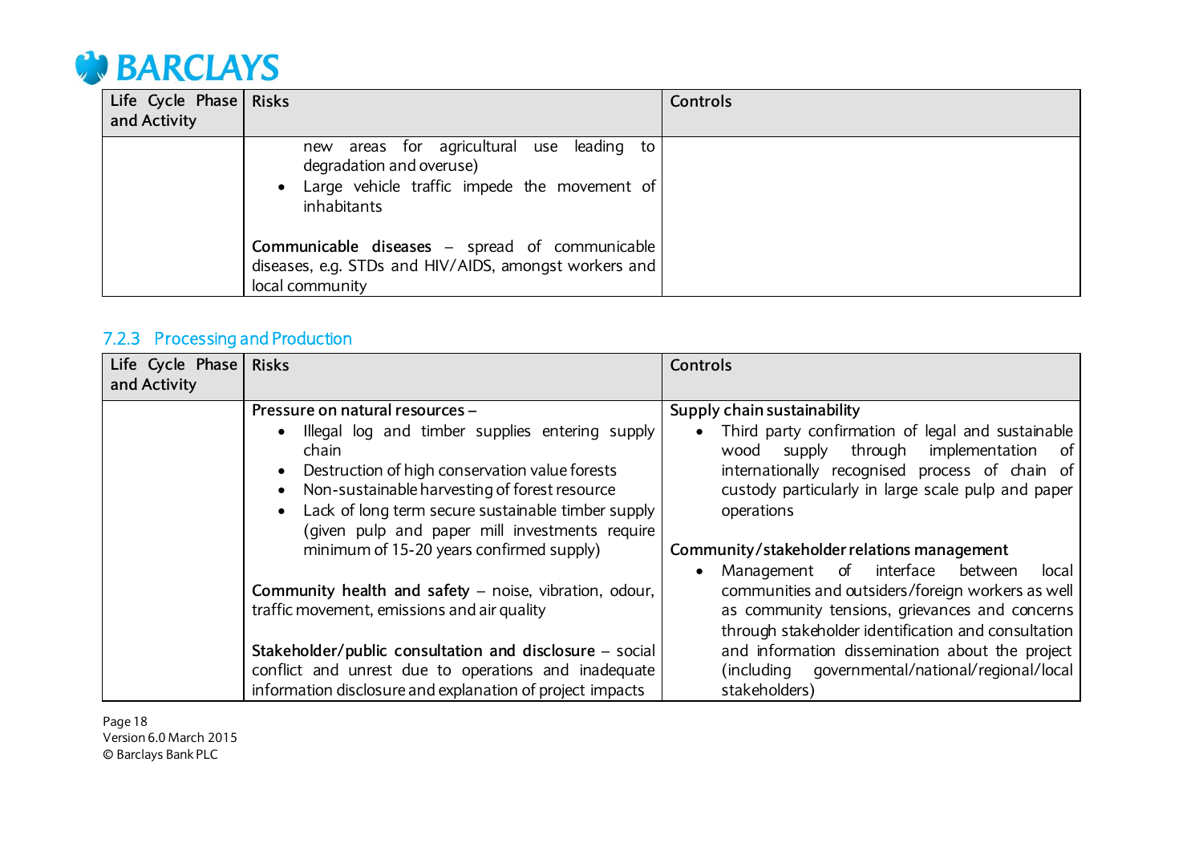| Life Cycle Phase and Activity | Risks | Controls |
|---|---|---|
| | new areas for agricultural use leading to degradation and overuse)<br>• Large vehicle traffic impede the movement of inhabitants<br><br>**Communicable diseases** – spread of communicable diseases, e.g. STDs and HIV/AIDS, amongst workers and local community | |

### 7.2.3 Processing and Production

| Life Cycle Phase and Activity | Risks | Controls |
|---|---|---|
| | **Pressure on natural resources** –<br>• Illegal log and timber supplies entering supply chain<br>• Destruction of high conservation value forests<br>• Non-sustainable harvesting of forest resource<br>• Lack of long term secure sustainable timber supply (given pulp and paper mill investments require minimum of 15-20 years confirmed supply)<br><br>**Community health and safety** – noise, vibration, odour, traffic movement, emissions and air quality<br><br>**Stakeholder/public consultation and disclosure** – social conflict and unrest due to operations and inadequate information disclosure and explanation of project impacts | **Supply chain sustainability**<br>• Third party confirmation of legal and sustainable wood supply through implementation of internationally recognised process of chain of custody particularly in large scale pulp and paper operations<br><br>**Community/stakeholder relations management**<br>• Management of interface between local communities and outsiders/foreign workers as well as community tensions, grievances and concerns through stakeholder identification and consultation and information dissemination about the project (including governmental/national/regional/local stakeholders) |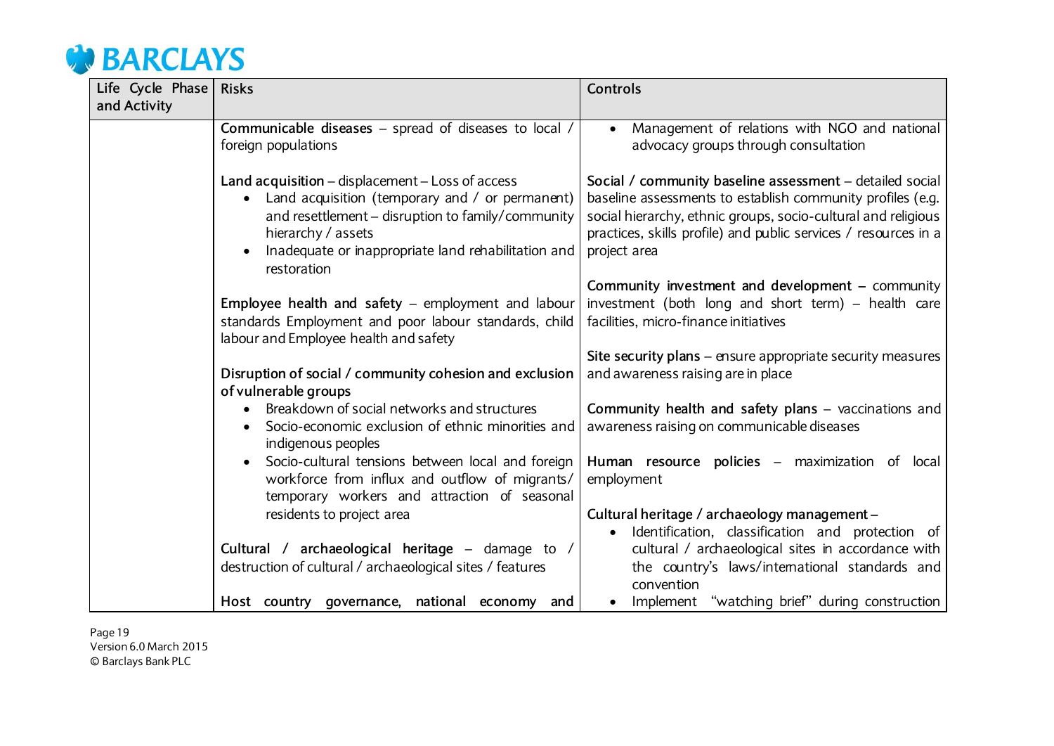| Life Cycle Phase and Activity | Risks | Controls |
|---|---|---|
| | **Communicable diseases** – spread of diseases to local / foreign populations<br><br>**Land acquisition** – displacement – Loss of access<br>• Land acquisition (temporary and / or permanent) and resettlement – disruption to family/community hierarchy / assets<br>• Inadequate or inappropriate land rehabilitation and restoration<br><br>**Employee health and safety** – employment and labour standards Employment and poor labour standards, child labour and Employee health and safety<br><br>**Disruption of social / community cohesion and exclusion of vulnerable groups**<br>• Breakdown of social networks and structures<br>• Socio-economic exclusion of ethnic minorities and indigenous peoples<br>• Socio-cultural tensions between local and foreign workforce from influx and outflow of migrants/ temporary workers and attraction of seasonal residents to project area<br><br>**Cultural / archaeological heritage** – damage to / destruction of cultural / archaeological sites / features<br><br>**Host country governance, national economy and** | • Management of relations with NGO and national advocacy groups through consultation<br><br>**Social / community baseline assessment** – detailed social baseline assessments to establish community profiles (e.g. social hierarchy, ethnic groups, socio-cultural and religious practices, skills profile) and public services / resources in a project area<br><br>**Community investment and development** – community investment (both long and short term) – health care facilities, micro-finance initiatives<br><br>**Site security plans** – ensure appropriate security measures and awareness raising are in place<br><br>**Community health and safety plans** – vaccinations and awareness raising on communicable diseases<br><br>**Human resource policies** – maximization of local employment<br><br>**Cultural heritage / archaeology management** –<br>• Identification, classification and protection of cultural / archaeological sites in accordance with the country's laws/international standards and convention<br>• Implement "watching brief" during construction |

Version 6.0 March 2015
© Barclays Bank PLC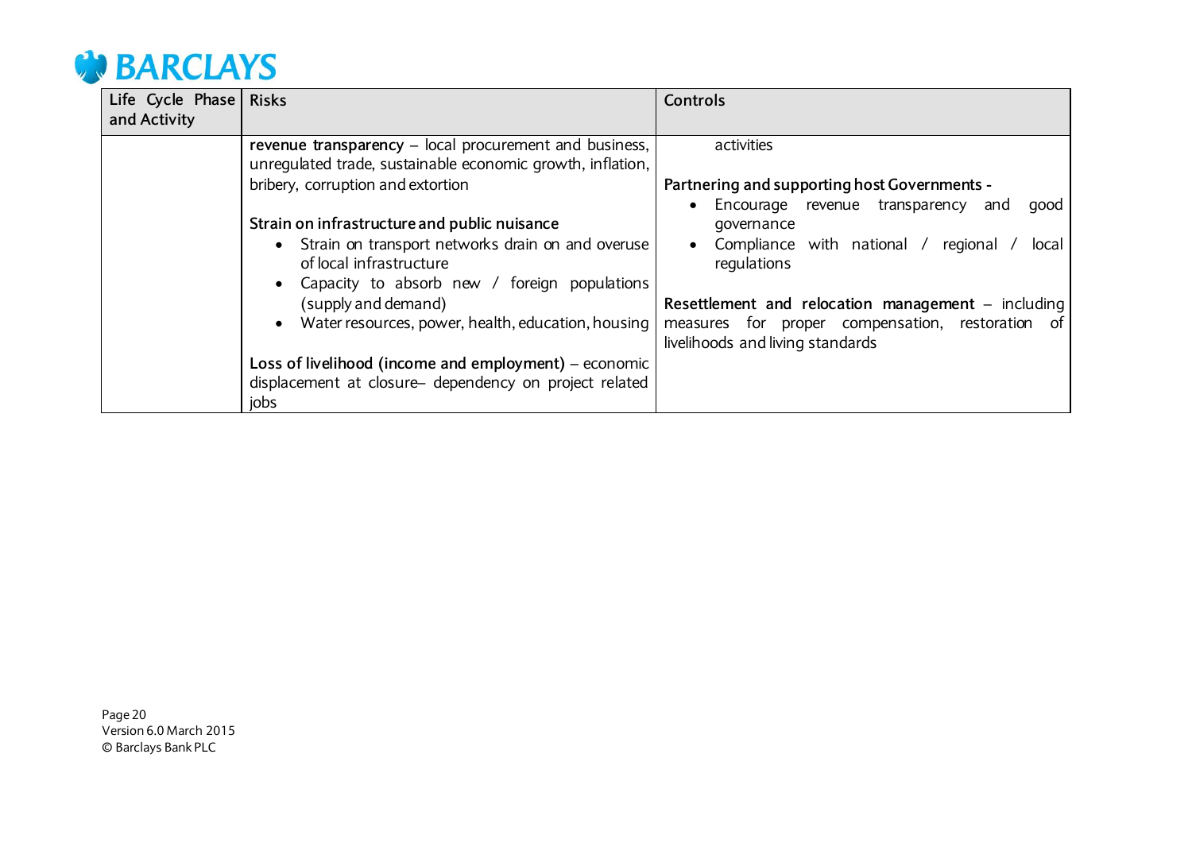| Life Cycle Phase and Activity | Risks | Controls |
|---|---|---|
| | **revenue transparency** – local procurement and business, unregulated trade, sustainable economic growth, inflation, bribery, corruption and extortion<br><br>**Strain on infrastructure and public nuisance**<br>• Strain on transport networks drain on and overuse of local infrastructure<br>• Capacity to absorb new / foreign populations (supply and demand)<br>• Water resources, power, health, education, housing<br><br>**Loss of livelihood (income and employment)** – economic displacement at closure– dependency on project related jobs | activities<br><br>**Partnering and supporting host Governments -**<br>• Encourage revenue transparency and good governance<br>• Compliance with national / regional / local regulations<br><br>**Resettlement and relocation management** – including measures for proper compensation, restoration of livelihoods and living standards |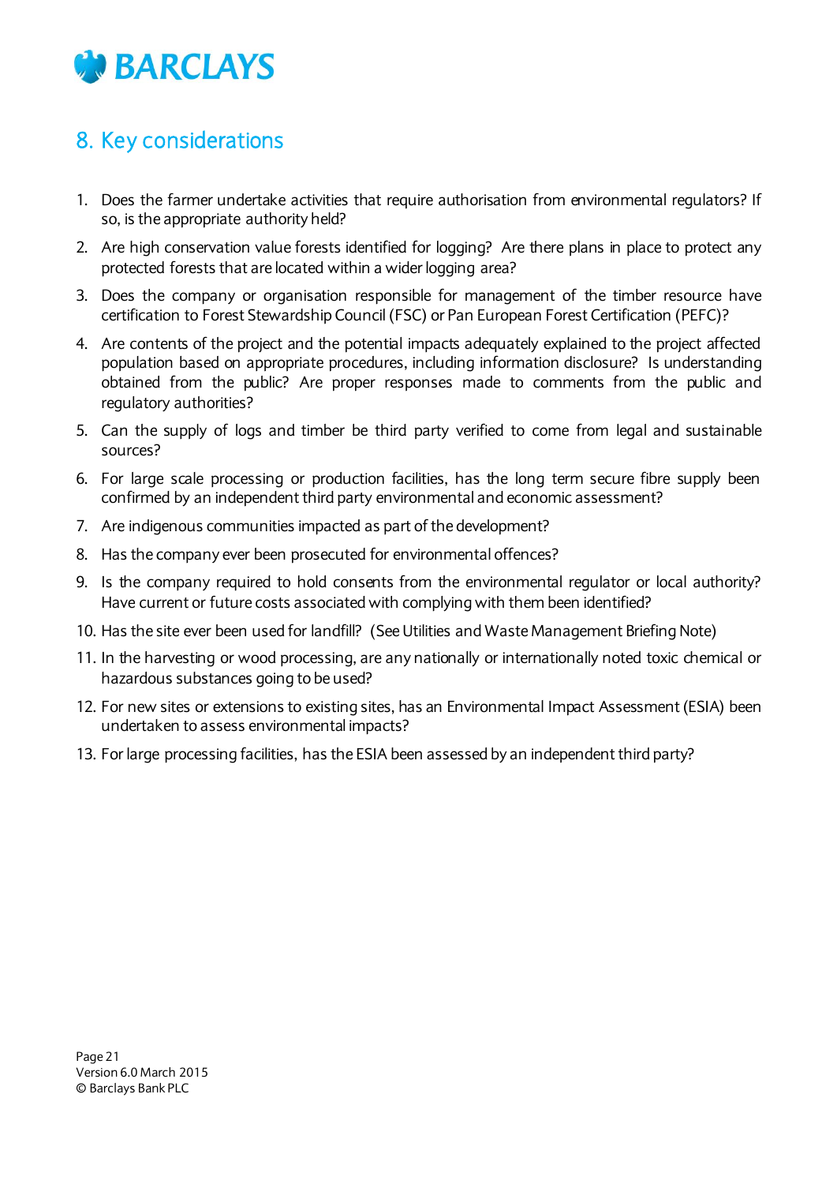## 8. Key considerations

1. Does the farmer undertake activities that require authorisation from environmental regulators? If so, is the appropriate authority held?
2. Are high conservation value forests identified for logging? Are there plans in place to protect any protected forests that are located within a wider logging area?
3. Does the company or organisation responsible for management of the timber resource have certification to Forest Stewardship Council (FSC) or Pan European Forest Certification (PEFC)?
4. Are contents of the project and the potential impacts adequately explained to the project affected population based on appropriate procedures, including information disclosure? Is understanding obtained from the public? Are proper responses made to comments from the public and regulatory authorities?
5. Can the supply of logs and timber be third party verified to come from legal and sustainable sources?
6. For large scale processing or production facilities, has the long term secure fibre supply been confirmed by an independent third party environmental and economic assessment?
7. Are indigenous communities impacted as part of the development?
8. Has the company ever been prosecuted for environmental offences?
9. Is the company required to hold consents from the environmental regulator or local authority? Have current or future costs associated with complying with them been identified?
10. Has the site ever been used for landfill? (See Utilities and Waste Management Briefing Note)
11. In the harvesting or wood processing, are any nationally or internationally noted toxic chemical or hazardous substances going to be used?
12. For new sites or extensions to existing sites, has an Environmental Impact Assessment (ESIA) been undertaken to assess environmental impacts?
13. For large processing facilities, has the ESIA been assessed by an independent third party?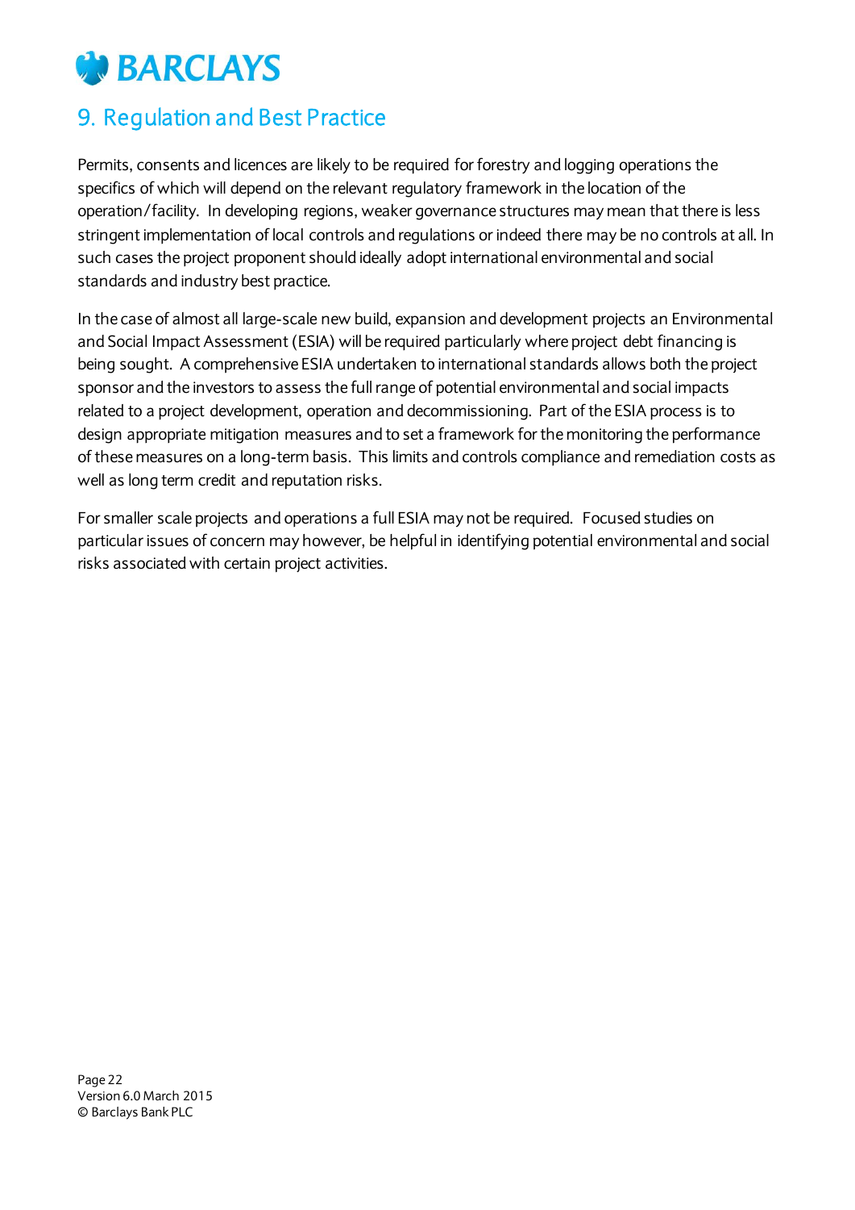## 9. Regulation and Best Practice

Permits, consents and licences are likely to be required for forestry and logging operations the specifics of which will depend on the relevant regulatory framework in the location of the operation/facility. In developing regions, weaker governance structures may mean that there is less stringent implementation of local controls and regulations or indeed there may be no controls at all. In such cases the project proponent should ideally adopt international environmental and social standards and industry best practice.

In the case of almost all large-scale new build, expansion and development projects an Environmental and Social Impact Assessment (ESIA) will be required particularly where project debt financing is being sought. A comprehensive ESIA undertaken to international standards allows both the project sponsor and the investors to assess the full range of potential environmental and social impacts related to a project development, operation and decommissioning. Part of the ESIA process is to design appropriate mitigation measures and to set a framework for the monitoring the performance of these measures on a long-term basis. This limits and controls compliance and remediation costs as well as long term credit and reputation risks.

For smaller scale projects and operations a full ESIA may not be required. Focused studies on particular issues of concern may however, be helpful in identifying potential environmental and social risks associated with certain project activities.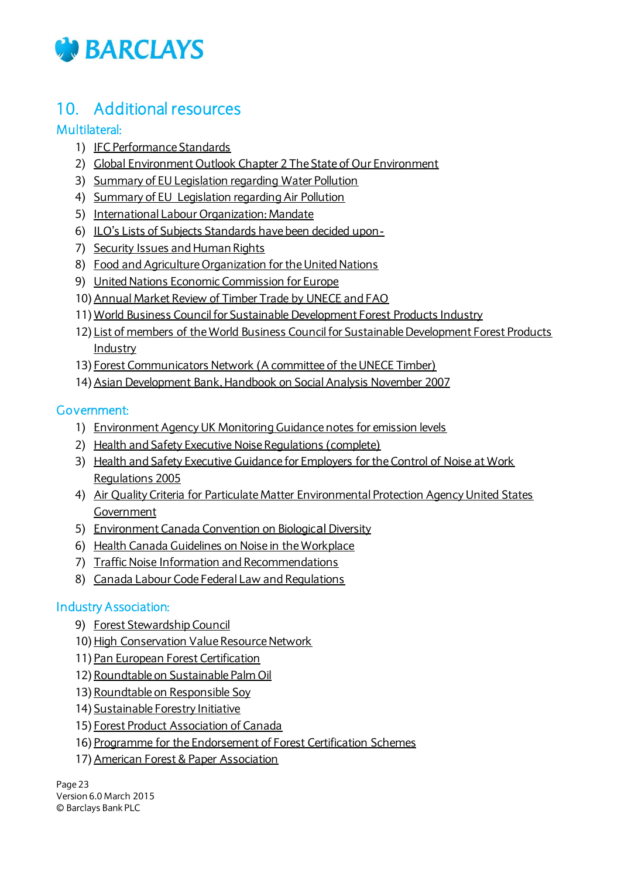## 10. Additional resources

### Multilateral:

1) IFC Performance Standards
2) Global Environment Outlook Chapter 2 The State of Our Environment
3) Summary of EU Legislation regarding Water Pollution
4) Summary of EU Legislation regarding Air Pollution
5) International Labour Organization: Mandate
6) ILO's Lists of Subjects Standards have been decided upon -
7) Security Issues and Human Rights
8) Food and Agriculture Organization for the United Nations
9) United Nations Economic Commission for Europe
10) Annual Market Review of Timber Trade by UNECE and FAO
11) World Business Council for Sustainable Development Forest Products Industry
12) List of members of the World Business Council for Sustainable Development Forest Products Industry
13) Forest Communicators Network (A committee of the UNECE Timber)
14) Asian Development Bank, Handbook on Social Analysis November 2007

### Government:

1) Environment Agency UK Monitoring Guidance notes for emission levels
2) Health and Safety Executive Noise Regulations (complete)
3) Health and Safety Executive Guidance for Employers for the Control of Noise at Work Regulations 2005
4) Air Quality Criteria for Particulate Matter Environmental Protection Agency United States Government
5) Environment Canada Convention on Biological Diversity
6) Health Canada Guidelines on Noise in the Workplace
7) Traffic Noise Information and Recommendations
8) Canada Labour Code Federal Law and Regulations

### Industry Association:

9) Forest Stewardship Council
10) High Conservation Value Resource Network
11) Pan European Forest Certification
12) Roundtable on Sustainable Palm Oil
13) Roundtable on Responsible Soy
14) Sustainable Forestry Initiative
15) Forest Product Association of Canada
16) Programme for the Endorsement of Forest Certification Schemes
17) American Forest & Paper Association

Version 6.0 March 2015
© Barclays Bank PLC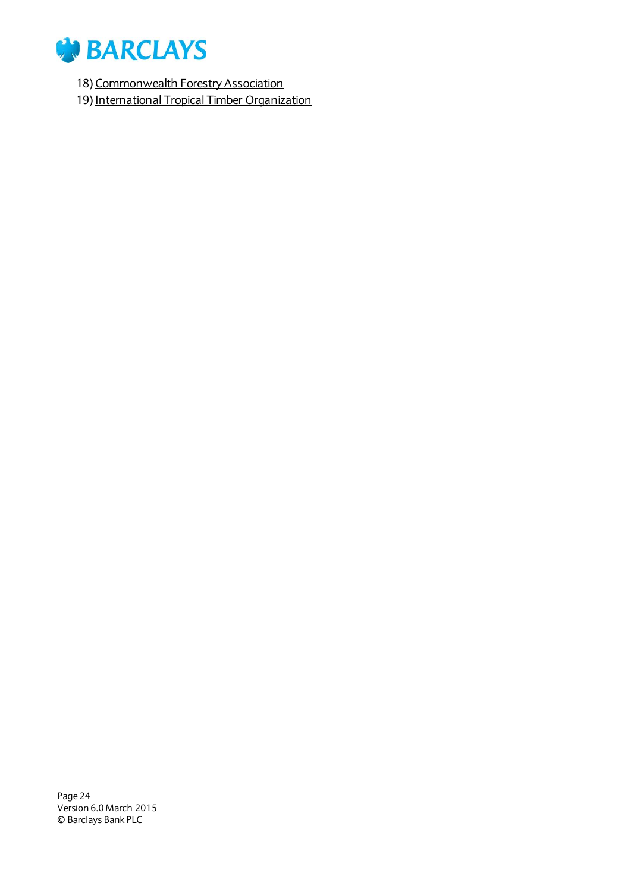18) Commonwealth Forestry Association
19) International Tropical Timber Organization